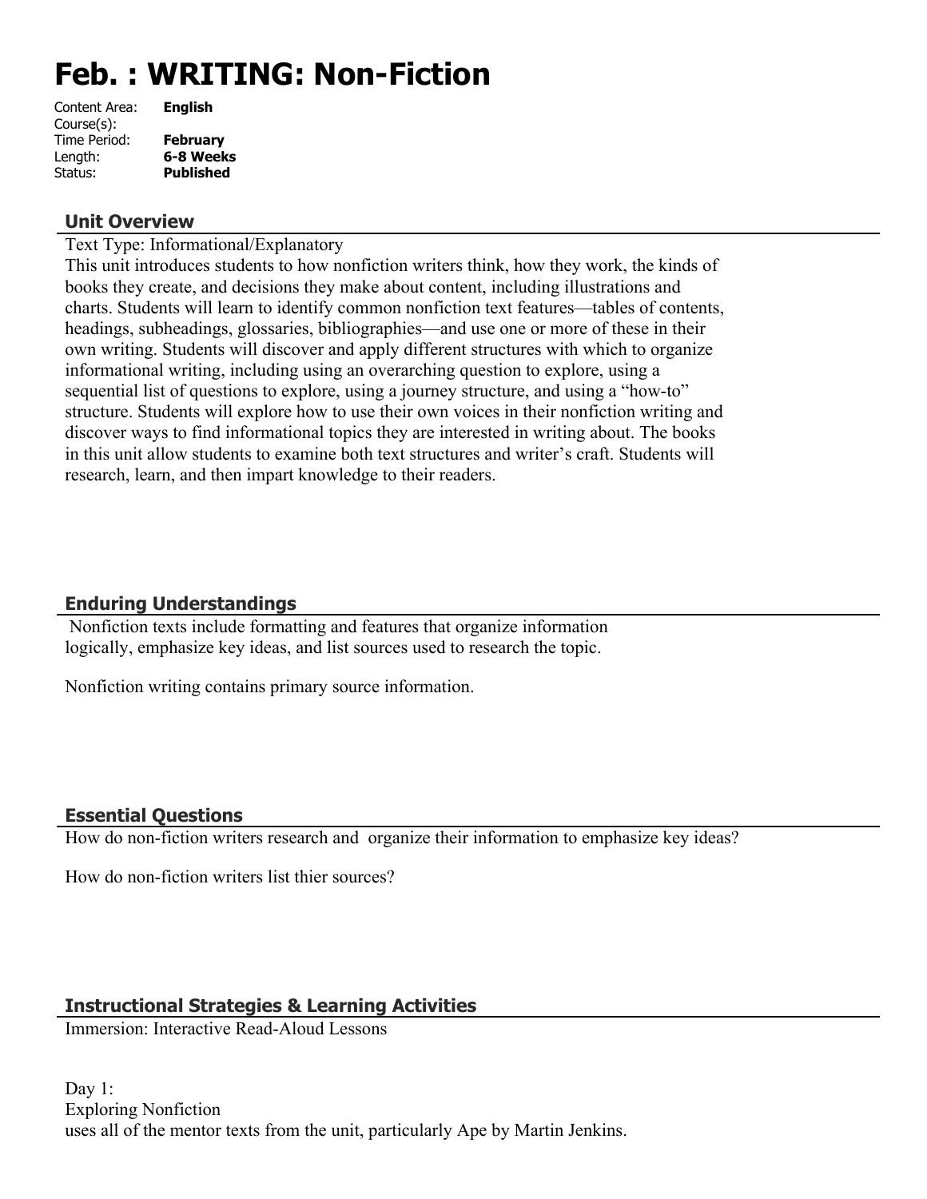# Feb. : WRITING: Non-Fiction

Content Area: **English**
Course(s):
Time Period: **February**
Length: **6-8 Weeks**
Status: **Published**

## Unit Overview

Text Type: Informational/Explanatory

This unit introduces students to how nonfiction writers think, how they work, the kinds of books they create, and decisions they make about content, including illustrations and charts. Students will learn to identify common nonfiction text features—tables of contents, headings, subheadings, glossaries, bibliographies—and use one or more of these in their own writing. Students will discover and apply different structures with which to organize informational writing, including using an overarching question to explore, using a sequential list of questions to explore, using a journey structure, and using a "how-to" structure. Students will explore how to use their own voices in their nonfiction writing and discover ways to find informational topics they are interested in writing about. The books in this unit allow students to examine both text structures and writer's craft. Students will research, learn, and then impart knowledge to their readers.

## Enduring Understandings

Nonfiction texts include formatting and features that organize information logically, emphasize key ideas, and list sources used to research the topic.

Nonfiction writing contains primary source information.

## Essential Questions

How do non-fiction writers research and organize their information to emphasize key ideas?

How do non-fiction writers list thier sources?

## Instructional Strategies & Learning Activities

Immersion: Interactive Read-Aloud Lessons

Day 1:
Exploring Nonfiction
uses all of the mentor texts from the unit, particularly Ape by Martin Jenkins.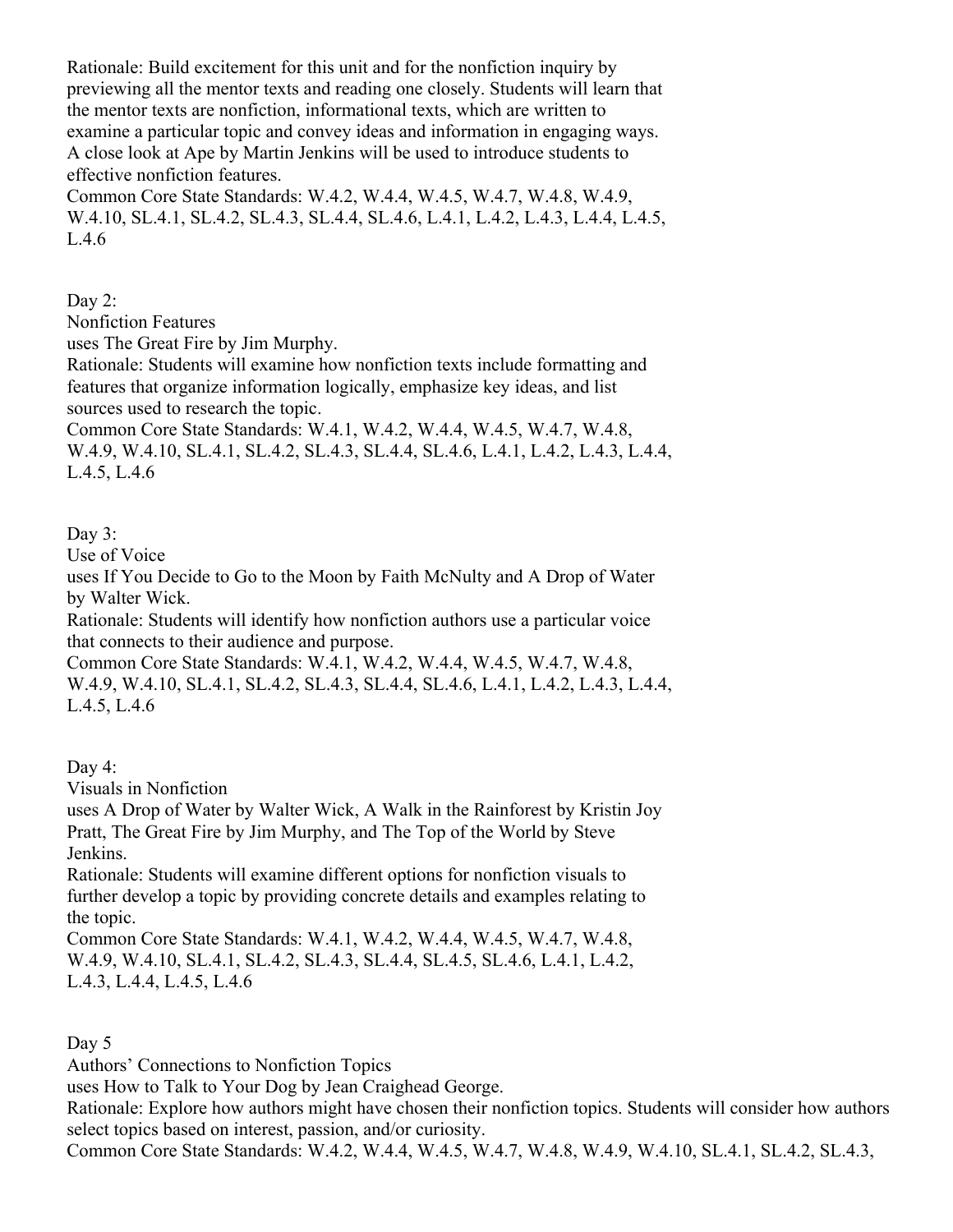Rationale: Build excitement for this unit and for the nonfiction inquiry by previewing all the mentor texts and reading one closely. Students will learn that the mentor texts are nonfiction, informational texts, which are written to examine a particular topic and convey ideas and information in engaging ways. A close look at Ape by Martin Jenkins will be used to introduce students to effective nonfiction features.
Common Core State Standards: W.4.2, W.4.4, W.4.5, W.4.7, W.4.8, W.4.9, W.4.10, SL.4.1, SL.4.2, SL.4.3, SL.4.4, SL.4.6, L.4.1, L.4.2, L.4.3, L.4.4, L.4.5, L.4.6

Day 2:
Nonfiction Features
uses The Great Fire by Jim Murphy.
Rationale: Students will examine how nonfiction texts include formatting and features that organize information logically, emphasize key ideas, and list sources used to research the topic.
Common Core State Standards: W.4.1, W.4.2, W.4.4, W.4.5, W.4.7, W.4.8, W.4.9, W.4.10, SL.4.1, SL.4.2, SL.4.3, SL.4.4, SL.4.6, L.4.1, L.4.2, L.4.3, L.4.4, L.4.5, L.4.6

Day 3:
Use of Voice
uses If You Decide to Go to the Moon by Faith McNulty and A Drop of Water by Walter Wick.
Rationale: Students will identify how nonfiction authors use a particular voice that connects to their audience and purpose.
Common Core State Standards: W.4.1, W.4.2, W.4.4, W.4.5, W.4.7, W.4.8, W.4.9, W.4.10, SL.4.1, SL.4.2, SL.4.3, SL.4.4, SL.4.6, L.4.1, L.4.2, L.4.3, L.4.4, L.4.5, L.4.6

Day 4:
Visuals in Nonfiction
uses A Drop of Water by Walter Wick, A Walk in the Rainforest by Kristin Joy Pratt, The Great Fire by Jim Murphy, and The Top of the World by Steve Jenkins.
Rationale: Students will examine different options for nonfiction visuals to further develop a topic by providing concrete details and examples relating to the topic.
Common Core State Standards: W.4.1, W.4.2, W.4.4, W.4.5, W.4.7, W.4.8, W.4.9, W.4.10, SL.4.1, SL.4.2, SL.4.3, SL.4.4, SL.4.5, SL.4.6, L.4.1, L.4.2, L.4.3, L.4.4, L.4.5, L.4.6

Day 5
Authors' Connections to Nonfiction Topics
uses How to Talk to Your Dog by Jean Craighead George.
Rationale: Explore how authors might have chosen their nonfiction topics. Students will consider how authors select topics based on interest, passion, and/or curiosity.
Common Core State Standards: W.4.2, W.4.4, W.4.5, W.4.7, W.4.8, W.4.9, W.4.10, SL.4.1, SL.4.2, SL.4.3,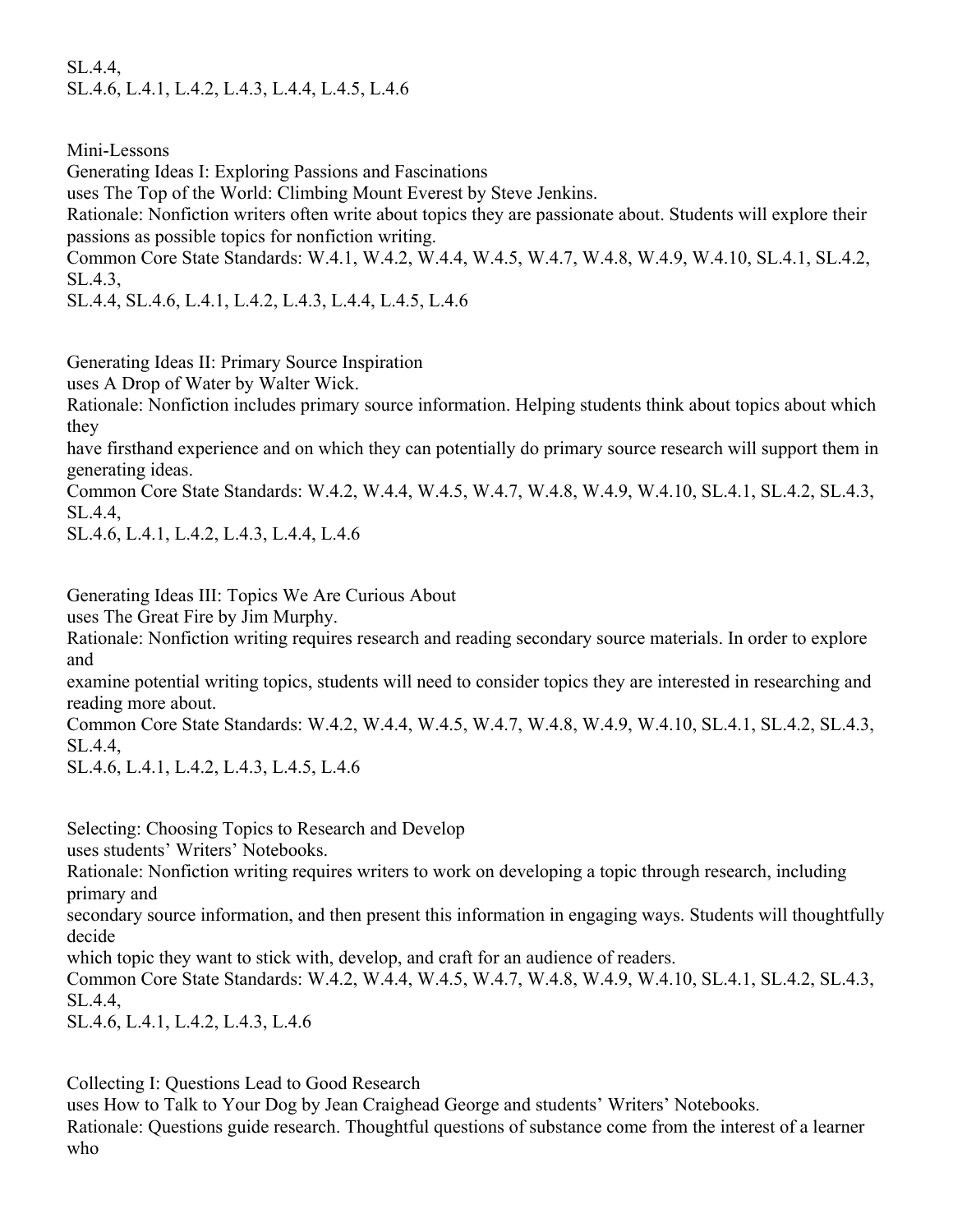SL.4.4,
SL.4.6, L.4.1, L.4.2, L.4.3, L.4.4, L.4.5, L.4.6

Mini-Lessons

Generating Ideas I: Exploring Passions and Fascinations
uses The Top of the World: Climbing Mount Everest by Steve Jenkins.
Rationale: Nonfiction writers often write about topics they are passionate about. Students will explore their passions as possible topics for nonfiction writing.
Common Core State Standards: W.4.1, W.4.2, W.4.4, W.4.5, W.4.7, W.4.8, W.4.9, W.4.10, SL.4.1, SL.4.2, SL.4.3,
SL.4.4, SL.4.6, L.4.1, L.4.2, L.4.3, L.4.4, L.4.5, L.4.6

Generating Ideas II: Primary Source Inspiration
uses A Drop of Water by Walter Wick.
Rationale: Nonfiction includes primary source information. Helping students think about topics about which they
have firsthand experience and on which they can potentially do primary source research will support them in generating ideas.
Common Core State Standards: W.4.2, W.4.4, W.4.5, W.4.7, W.4.8, W.4.9, W.4.10, SL.4.1, SL.4.2, SL.4.3, SL.4.4,
SL.4.6, L.4.1, L.4.2, L.4.3, L.4.4, L.4.6

Generating Ideas III: Topics We Are Curious About
uses The Great Fire by Jim Murphy.
Rationale: Nonfiction writing requires research and reading secondary source materials. In order to explore and
examine potential writing topics, students will need to consider topics they are interested in researching and reading more about.
Common Core State Standards: W.4.2, W.4.4, W.4.5, W.4.7, W.4.8, W.4.9, W.4.10, SL.4.1, SL.4.2, SL.4.3, SL.4.4,
SL.4.6, L.4.1, L.4.2, L.4.3, L.4.5, L.4.6

Selecting: Choosing Topics to Research and Develop
uses students' Writers' Notebooks.
Rationale: Nonfiction writing requires writers to work on developing a topic through research, including primary and
secondary source information, and then present this information in engaging ways. Students will thoughtfully decide
which topic they want to stick with, develop, and craft for an audience of readers.
Common Core State Standards: W.4.2, W.4.4, W.4.5, W.4.7, W.4.8, W.4.9, W.4.10, SL.4.1, SL.4.2, SL.4.3, SL.4.4,
SL.4.6, L.4.1, L.4.2, L.4.3, L.4.6

Collecting I: Questions Lead to Good Research
uses How to Talk to Your Dog by Jean Craighead George and students' Writers' Notebooks.
Rationale: Questions guide research. Thoughtful questions of substance come from the interest of a learner who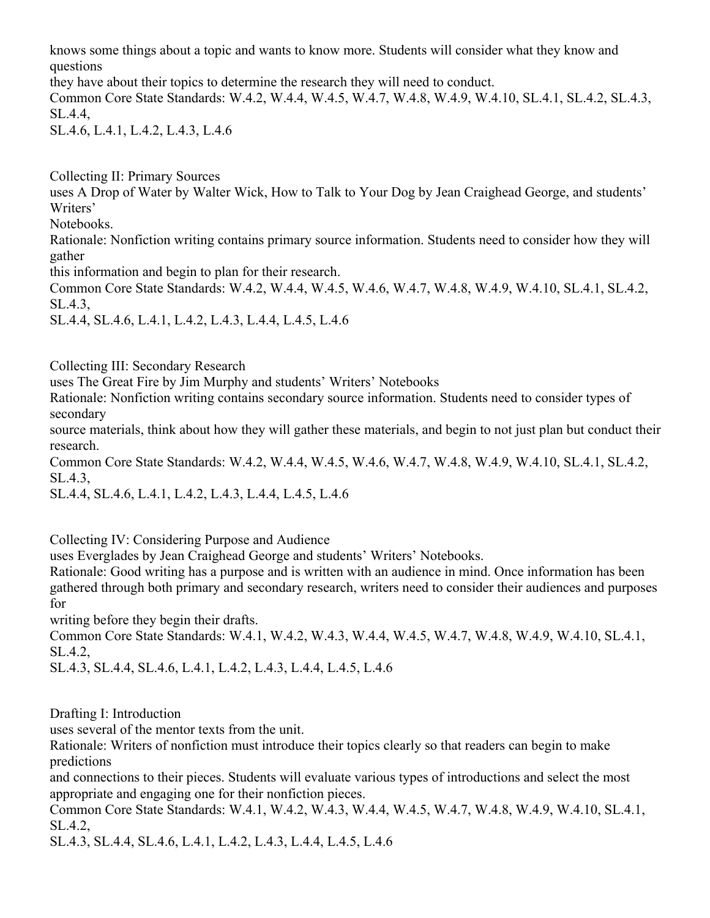knows some things about a topic and wants to know more. Students will consider what they know and questions they have about their topics to determine the research they will need to conduct.
Common Core State Standards: W.4.2, W.4.4, W.4.5, W.4.7, W.4.8, W.4.9, W.4.10, SL.4.1, SL.4.2, SL.4.3, SL.4.4, SL.4.6, L.4.1, L.4.2, L.4.3, L.4.6

Collecting II: Primary Sources
uses A Drop of Water by Walter Wick, How to Talk to Your Dog by Jean Craighead George, and students' Writers' Notebooks.
Rationale: Nonfiction writing contains primary source information. Students need to consider how they will gather this information and begin to plan for their research.
Common Core State Standards: W.4.2, W.4.4, W.4.5, W.4.6, W.4.7, W.4.8, W.4.9, W.4.10, SL.4.1, SL.4.2, SL.4.3, SL.4.4, SL.4.6, L.4.1, L.4.2, L.4.3, L.4.4, L.4.5, L.4.6

Collecting III: Secondary Research
uses The Great Fire by Jim Murphy and students' Writers' Notebooks
Rationale: Nonfiction writing contains secondary source information. Students need to consider types of secondary source materials, think about how they will gather these materials, and begin to not just plan but conduct their research.
Common Core State Standards: W.4.2, W.4.4, W.4.5, W.4.6, W.4.7, W.4.8, W.4.9, W.4.10, SL.4.1, SL.4.2, SL.4.3, SL.4.4, SL.4.6, L.4.1, L.4.2, L.4.3, L.4.4, L.4.5, L.4.6

Collecting IV: Considering Purpose and Audience
uses Everglades by Jean Craighead George and students' Writers' Notebooks.
Rationale: Good writing has a purpose and is written with an audience in mind. Once information has been gathered through both primary and secondary research, writers need to consider their audiences and purposes for writing before they begin their drafts.
Common Core State Standards: W.4.1, W.4.2, W.4.3, W.4.4, W.4.5, W.4.7, W.4.8, W.4.9, W.4.10, SL.4.1, SL.4.2, SL.4.3, SL.4.4, SL.4.6, L.4.1, L.4.2, L.4.3, L.4.4, L.4.5, L.4.6

Drafting I: Introduction
uses several of the mentor texts from the unit.
Rationale: Writers of nonfiction must introduce their topics clearly so that readers can begin to make predictions and connections to their pieces. Students will evaluate various types of introductions and select the most appropriate and engaging one for their nonfiction pieces.
Common Core State Standards: W.4.1, W.4.2, W.4.3, W.4.4, W.4.5, W.4.7, W.4.8, W.4.9, W.4.10, SL.4.1, SL.4.2, SL.4.3, SL.4.4, SL.4.6, L.4.1, L.4.2, L.4.3, L.4.4, L.4.5, L.4.6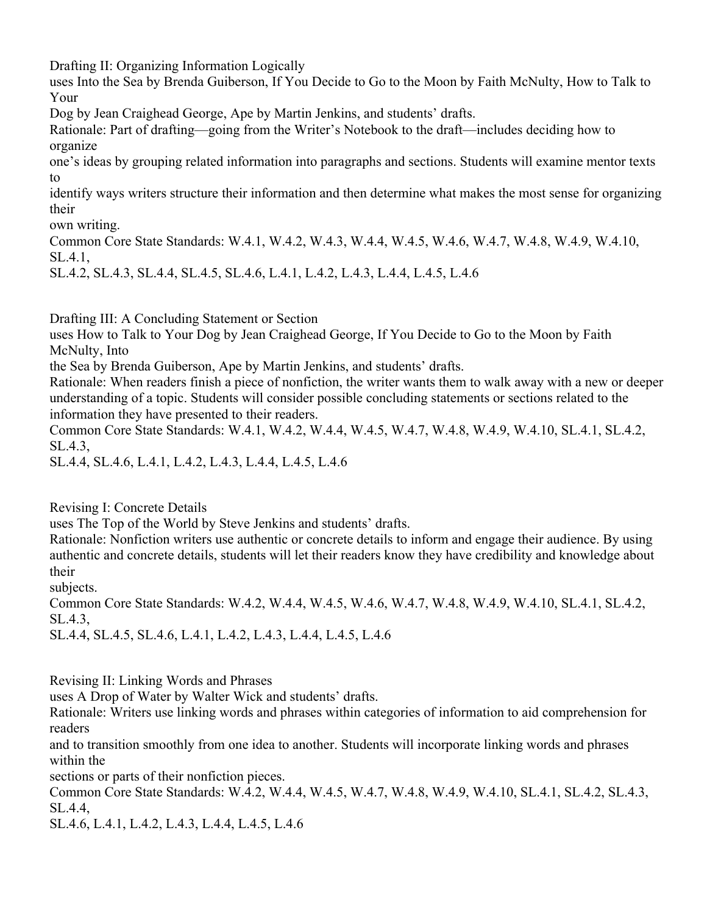Drafting II: Organizing Information Logically

uses Into the Sea by Brenda Guiberson, If You Decide to Go to the Moon by Faith McNulty, How to Talk to Your Dog by Jean Craighead George, Ape by Martin Jenkins, and students' drafts.

Rationale: Part of drafting—going from the Writer's Notebook to the draft—includes deciding how to organize one's ideas by grouping related information into paragraphs and sections. Students will examine mentor texts to identify ways writers structure their information and then determine what makes the most sense for organizing their own writing.

Common Core State Standards: W.4.1, W.4.2, W.4.3, W.4.4, W.4.5, W.4.6, W.4.7, W.4.8, W.4.9, W.4.10, SL.4.1, SL.4.2, SL.4.3, SL.4.4, SL.4.5, SL.4.6, L.4.1, L.4.2, L.4.3, L.4.4, L.4.5, L.4.6

Drafting III: A Concluding Statement or Section

uses How to Talk to Your Dog by Jean Craighead George, If You Decide to Go to the Moon by Faith McNulty, Into the Sea by Brenda Guiberson, Ape by Martin Jenkins, and students' drafts.

Rationale: When readers finish a piece of nonfiction, the writer wants them to walk away with a new or deeper understanding of a topic. Students will consider possible concluding statements or sections related to the information they have presented to their readers.

Common Core State Standards: W.4.1, W.4.2, W.4.4, W.4.5, W.4.7, W.4.8, W.4.9, W.4.10, SL.4.1, SL.4.2, SL.4.3, SL.4.4, SL.4.6, L.4.1, L.4.2, L.4.3, L.4.4, L.4.5, L.4.6

Revising I: Concrete Details

uses The Top of the World by Steve Jenkins and students' drafts.

Rationale: Nonfiction writers use authentic or concrete details to inform and engage their audience. By using authentic and concrete details, students will let their readers know they have credibility and knowledge about their subjects.

Common Core State Standards: W.4.2, W.4.4, W.4.5, W.4.6, W.4.7, W.4.8, W.4.9, W.4.10, SL.4.1, SL.4.2, SL.4.3, SL.4.4, SL.4.5, SL.4.6, L.4.1, L.4.2, L.4.3, L.4.4, L.4.5, L.4.6

Revising II: Linking Words and Phrases

uses A Drop of Water by Walter Wick and students' drafts.

Rationale: Writers use linking words and phrases within categories of information to aid comprehension for readers and to transition smoothly from one idea to another. Students will incorporate linking words and phrases within the sections or parts of their nonfiction pieces.

Common Core State Standards: W.4.2, W.4.4, W.4.5, W.4.7, W.4.8, W.4.9, W.4.10, SL.4.1, SL.4.2, SL.4.3, SL.4.4, SL.4.6, L.4.1, L.4.2, L.4.3, L.4.4, L.4.5, L.4.6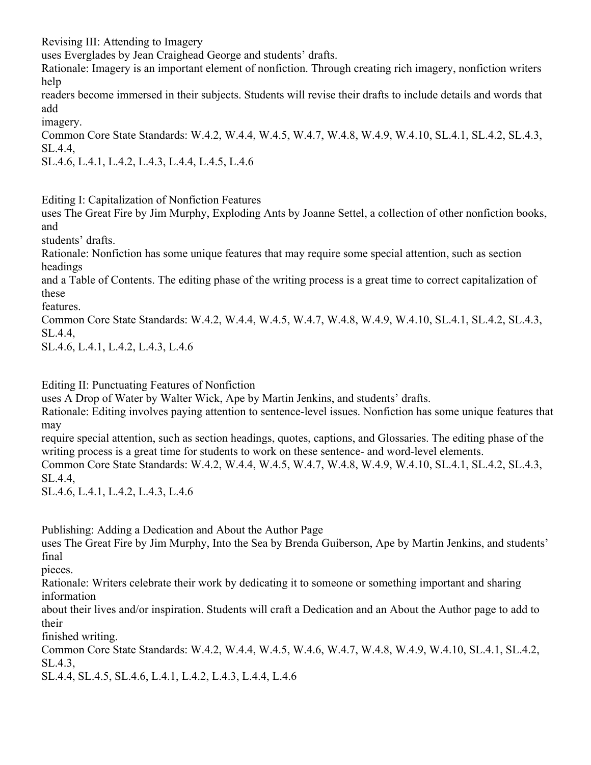Revising III: Attending to Imagery
uses Everglades by Jean Craighead George and students' drafts.
Rationale: Imagery is an important element of nonfiction. Through creating rich imagery, nonfiction writers help readers become immersed in their subjects. Students will revise their drafts to include details and words that add imagery.
Common Core State Standards: W.4.2, W.4.4, W.4.5, W.4.7, W.4.8, W.4.9, W.4.10, SL.4.1, SL.4.2, SL.4.3, SL.4.4, SL.4.6, L.4.1, L.4.2, L.4.3, L.4.4, L.4.5, L.4.6

Editing I: Capitalization of Nonfiction Features
uses The Great Fire by Jim Murphy, Exploding Ants by Joanne Settel, a collection of other nonfiction books, and students' drafts.
Rationale: Nonfiction has some unique features that may require some special attention, such as section headings and a Table of Contents. The editing phase of the writing process is a great time to correct capitalization of these features.
Common Core State Standards: W.4.2, W.4.4, W.4.5, W.4.7, W.4.8, W.4.9, W.4.10, SL.4.1, SL.4.2, SL.4.3, SL.4.4, SL.4.6, L.4.1, L.4.2, L.4.3, L.4.6

Editing II: Punctuating Features of Nonfiction
uses A Drop of Water by Walter Wick, Ape by Martin Jenkins, and students' drafts.
Rationale: Editing involves paying attention to sentence-level issues. Nonfiction has some unique features that may require special attention, such as section headings, quotes, captions, and Glossaries. The editing phase of the writing process is a great time for students to work on these sentence- and word-level elements.
Common Core State Standards: W.4.2, W.4.4, W.4.5, W.4.7, W.4.8, W.4.9, W.4.10, SL.4.1, SL.4.2, SL.4.3, SL.4.4, SL.4.6, L.4.1, L.4.2, L.4.3, L.4.6

Publishing: Adding a Dedication and About the Author Page
uses The Great Fire by Jim Murphy, Into the Sea by Brenda Guiberson, Ape by Martin Jenkins, and students' final pieces.
Rationale: Writers celebrate their work by dedicating it to someone or something important and sharing information about their lives and/or inspiration. Students will craft a Dedication and an About the Author page to add to their finished writing.
Common Core State Standards: W.4.2, W.4.4, W.4.5, W.4.6, W.4.7, W.4.8, W.4.9, W.4.10, SL.4.1, SL.4.2, SL.4.3, SL.4.4, SL.4.5, SL.4.6, L.4.1, L.4.2, L.4.3, L.4.4, L.4.6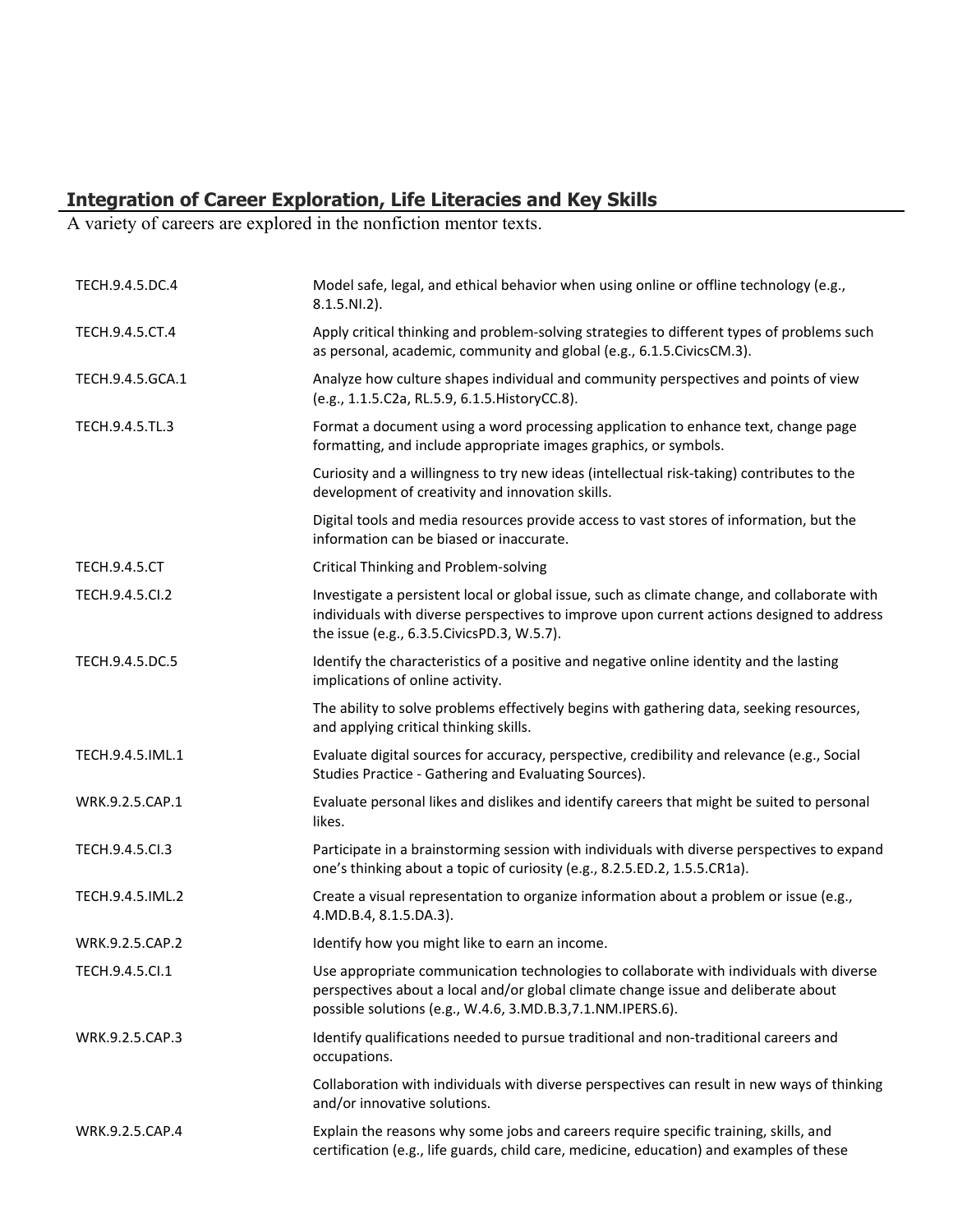## Integration of Career Exploration, Life Literacies and Key Skills

A variety of careers are explored in the nonfiction mentor texts.

| | |
|---|---|
| TECH.9.4.5.DC.4 | Model safe, legal, and ethical behavior when using online or offline technology (e.g., 8.1.5.NI.2). |
| TECH.9.4.5.CT.4 | Apply critical thinking and problem-solving strategies to different types of problems such as personal, academic, community and global (e.g., 6.1.5.CivicsCM.3). |
| TECH.9.4.5.GCA.1 | Analyze how culture shapes individual and community perspectives and points of view (e.g., 1.1.5.C2a, RL.5.9, 6.1.5.HistoryCC.8). |
| TECH.9.4.5.TL.3 | Format a document using a word processing application to enhance text, change page formatting, and include appropriate images graphics, or symbols. |
| | Curiosity and a willingness to try new ideas (intellectual risk-taking) contributes to the development of creativity and innovation skills. |
| | Digital tools and media resources provide access to vast stores of information, but the information can be biased or inaccurate. |
| TECH.9.4.5.CT | Critical Thinking and Problem-solving |
| TECH.9.4.5.CI.2 | Investigate a persistent local or global issue, such as climate change, and collaborate with individuals with diverse perspectives to improve upon current actions designed to address the issue (e.g., 6.3.5.CivicsPD.3, W.5.7). |
| TECH.9.4.5.DC.5 | Identify the characteristics of a positive and negative online identity and the lasting implications of online activity. |
| | The ability to solve problems effectively begins with gathering data, seeking resources, and applying critical thinking skills. |
| TECH.9.4.5.IML.1 | Evaluate digital sources for accuracy, perspective, credibility and relevance (e.g., Social Studies Practice - Gathering and Evaluating Sources). |
| WRK.9.2.5.CAP.1 | Evaluate personal likes and dislikes and identify careers that might be suited to personal likes. |
| TECH.9.4.5.CI.3 | Participate in a brainstorming session with individuals with diverse perspectives to expand one's thinking about a topic of curiosity (e.g., 8.2.5.ED.2, 1.5.5.CR1a). |
| TECH.9.4.5.IML.2 | Create a visual representation to organize information about a problem or issue (e.g., 4.MD.B.4, 8.1.5.DA.3). |
| WRK.9.2.5.CAP.2 | Identify how you might like to earn an income. |
| TECH.9.4.5.CI.1 | Use appropriate communication technologies to collaborate with individuals with diverse perspectives about a local and/or global climate change issue and deliberate about possible solutions (e.g., W.4.6, 3.MD.B.3,7.1.NM.IPERS.6). |
| WRK.9.2.5.CAP.3 | Identify qualifications needed to pursue traditional and non-traditional careers and occupations. |
| | Collaboration with individuals with diverse perspectives can result in new ways of thinking and/or innovative solutions. |
| WRK.9.2.5.CAP.4 | Explain the reasons why some jobs and careers require specific training, skills, and certification (e.g., life guards, child care, medicine, education) and examples of these |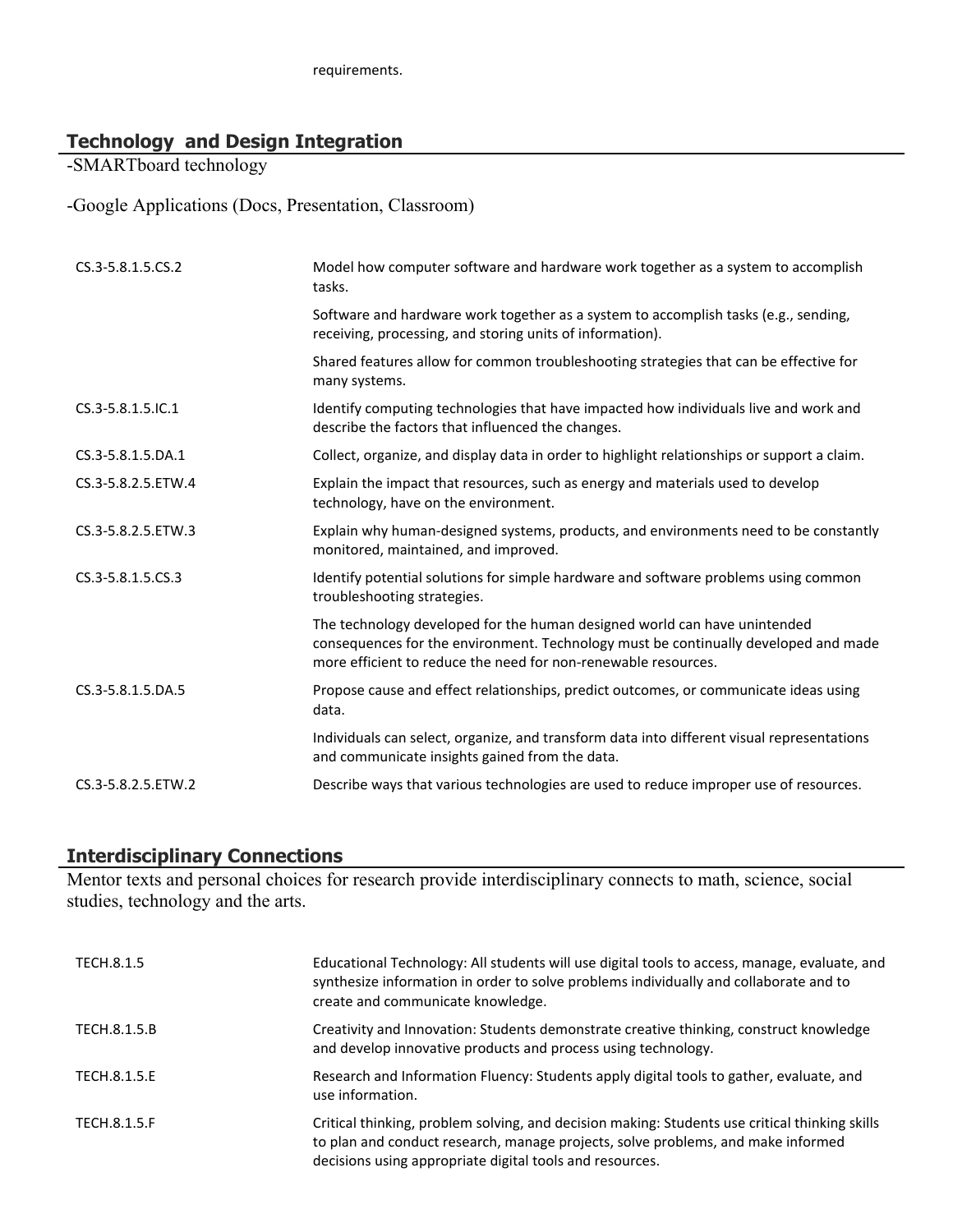requirements.

## Technology and Design Integration

-SMARTboard technology

-Google Applications (Docs, Presentation, Classroom)

| | |
|---|---|
| CS.3-5.8.1.5.CS.2 | Model how computer software and hardware work together as a system to accomplish tasks. |
| | Software and hardware work together as a system to accomplish tasks (e.g., sending, receiving, processing, and storing units of information). |
| | Shared features allow for common troubleshooting strategies that can be effective for many systems. |
| CS.3-5.8.1.5.IC.1 | Identify computing technologies that have impacted how individuals live and work and describe the factors that influenced the changes. |
| CS.3-5.8.1.5.DA.1 | Collect, organize, and display data in order to highlight relationships or support a claim. |
| CS.3-5.8.2.5.ETW.4 | Explain the impact that resources, such as energy and materials used to develop technology, have on the environment. |
| CS.3-5.8.2.5.ETW.3 | Explain why human-designed systems, products, and environments need to be constantly monitored, maintained, and improved. |
| CS.3-5.8.1.5.CS.3 | Identify potential solutions for simple hardware and software problems using common troubleshooting strategies. |
| | The technology developed for the human designed world can have unintended consequences for the environment. Technology must be continually developed and made more efficient to reduce the need for non-renewable resources. |
| CS.3-5.8.1.5.DA.5 | Propose cause and effect relationships, predict outcomes, or communicate ideas using data. |
| | Individuals can select, organize, and transform data into different visual representations and communicate insights gained from the data. |
| CS.3-5.8.2.5.ETW.2 | Describe ways that various technologies are used to reduce improper use of resources. |

## Interdisciplinary Connections

Mentor texts and personal choices for research provide interdisciplinary connects to math, science, social studies, technology and the arts.

| | |
|---|---|
| TECH.8.1.5 | Educational Technology: All students will use digital tools to access, manage, evaluate, and synthesize information in order to solve problems individually and collaborate and to create and communicate knowledge. |
| TECH.8.1.5.B | Creativity and Innovation: Students demonstrate creative thinking, construct knowledge and develop innovative products and process using technology. |
| TECH.8.1.5.E | Research and Information Fluency: Students apply digital tools to gather, evaluate, and use information. |
| TECH.8.1.5.F | Critical thinking, problem solving, and decision making: Students use critical thinking skills to plan and conduct research, manage projects, solve problems, and make informed decisions using appropriate digital tools and resources. |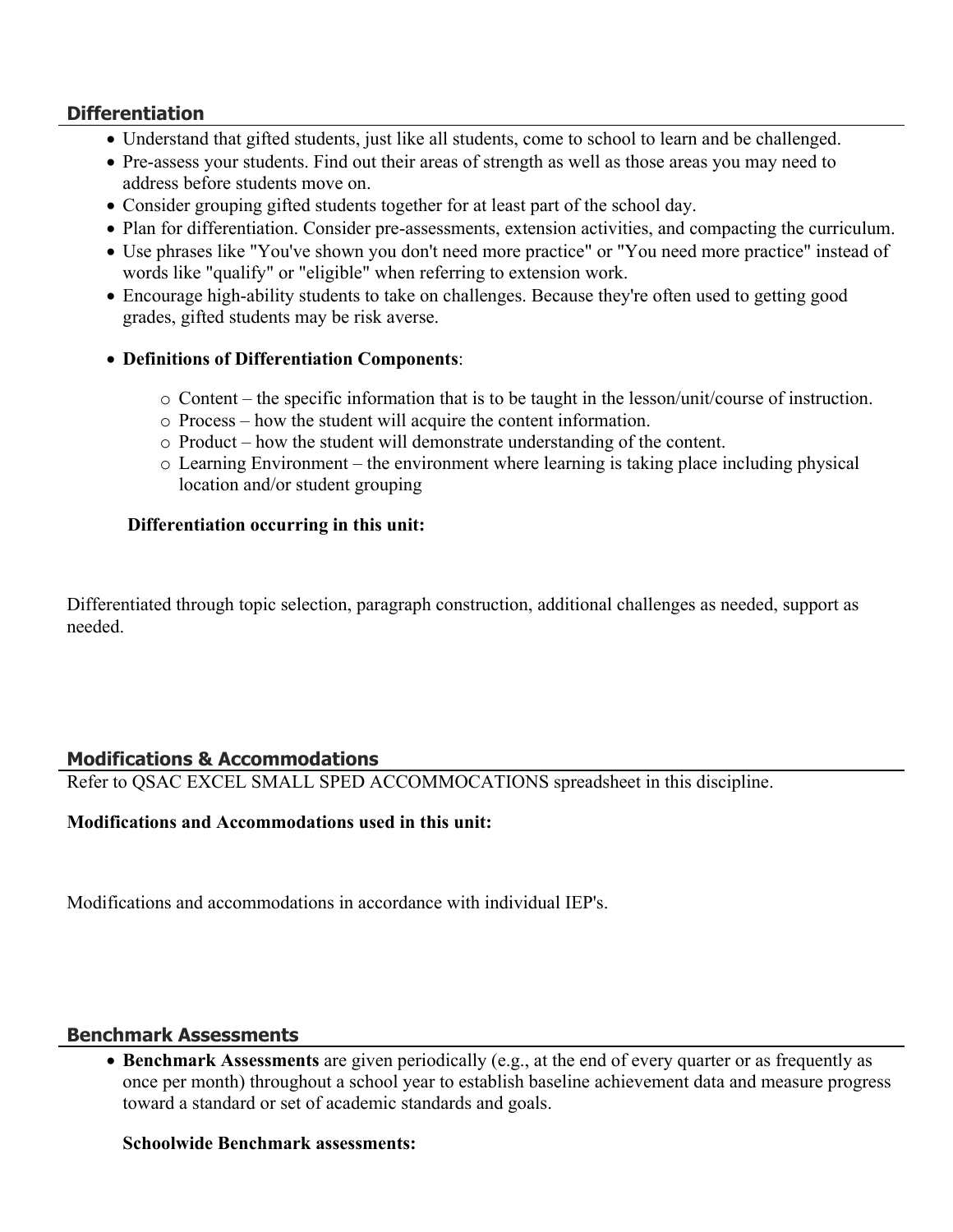## Differentiation

- Understand that gifted students, just like all students, come to school to learn and be challenged.
- Pre-assess your students. Find out their areas of strength as well as those areas you may need to address before students move on.
- Consider grouping gifted students together for at least part of the school day.
- Plan for differentiation. Consider pre-assessments, extension activities, and compacting the curriculum.
- Use phrases like "You've shown you don't need more practice" or "You need more practice" instead of words like "qualify" or "eligible" when referring to extension work.
- Encourage high-ability students to take on challenges. Because they're often used to getting good grades, gifted students may be risk averse.
- **Definitions of Differentiation Components**:
    - Content – the specific information that is to be taught in the lesson/unit/course of instruction.
    - Process – how the student will acquire the content information.
    - Product – how the student will demonstrate understanding of the content.
    - Learning Environment – the environment where learning is taking place including physical location and/or student grouping

**Differentiation occurring in this unit:**

Differentiated through topic selection, paragraph construction, additional challenges as needed, support as needed.

## Modifications & Accommodations

Refer to QSAC EXCEL SMALL SPED ACCOMMOCATIONS spreadsheet in this discipline.

**Modifications and Accommodations used in this unit:**

Modifications and accommodations in accordance with individual IEP's.

## Benchmark Assessments

- **Benchmark Assessments** are given periodically (e.g., at the end of every quarter or as frequently as once per month) throughout a school year to establish baseline achievement data and measure progress toward a standard or set of academic standards and goals.

  **Schoolwide Benchmark assessments:**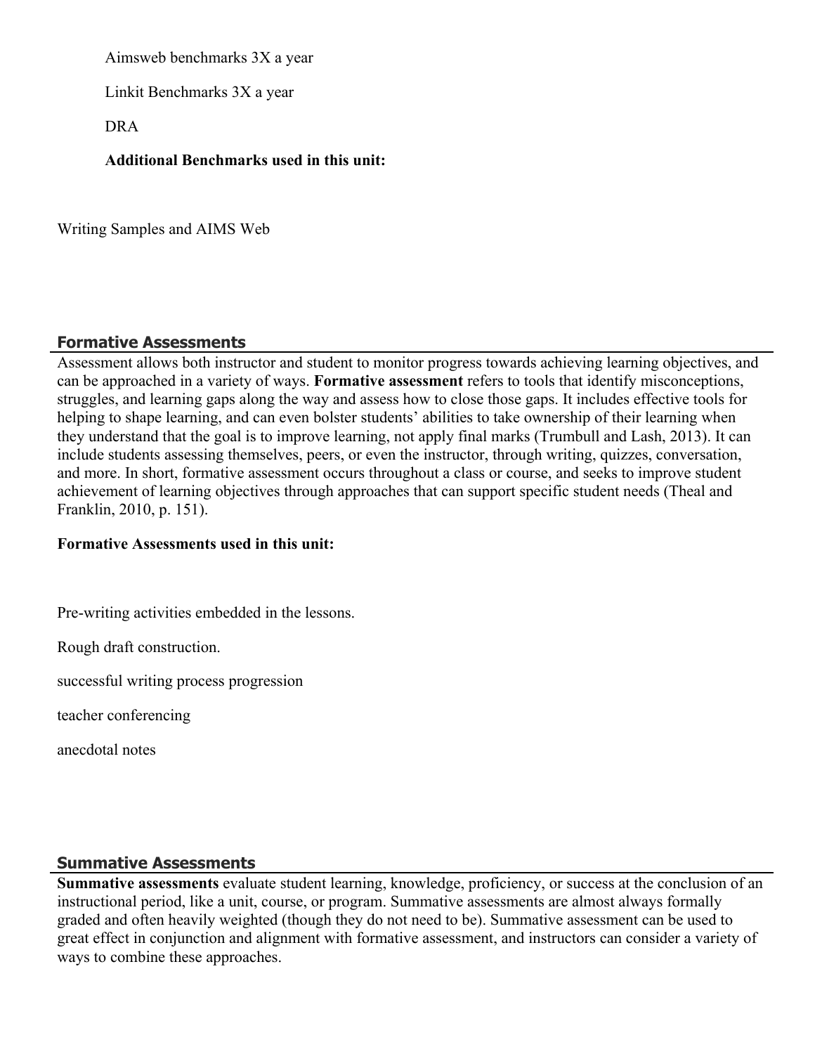Aimsweb benchmarks 3X a year

Linkit Benchmarks 3X a year

DRA

**Additional Benchmarks used in this unit:**

Writing Samples and AIMS Web

## Formative Assessments

Assessment allows both instructor and student to monitor progress towards achieving learning objectives, and can be approached in a variety of ways. **Formative assessment** refers to tools that identify misconceptions, struggles, and learning gaps along the way and assess how to close those gaps. It includes effective tools for helping to shape learning, and can even bolster students' abilities to take ownership of their learning when they understand that the goal is to improve learning, not apply final marks (Trumbull and Lash, 2013). It can include students assessing themselves, peers, or even the instructor, through writing, quizzes, conversation, and more. In short, formative assessment occurs throughout a class or course, and seeks to improve student achievement of learning objectives through approaches that can support specific student needs (Theal and Franklin, 2010, p. 151).

**Formative Assessments used in this unit:**

Pre-writing activities embedded in the lessons.

Rough draft construction.

successful writing process progression

teacher conferencing

anecdotal notes

## Summative Assessments

**Summative assessments** evaluate student learning, knowledge, proficiency, or success at the conclusion of an instructional period, like a unit, course, or program. Summative assessments are almost always formally graded and often heavily weighted (though they do not need to be). Summative assessment can be used to great effect in conjunction and alignment with formative assessment, and instructors can consider a variety of ways to combine these approaches.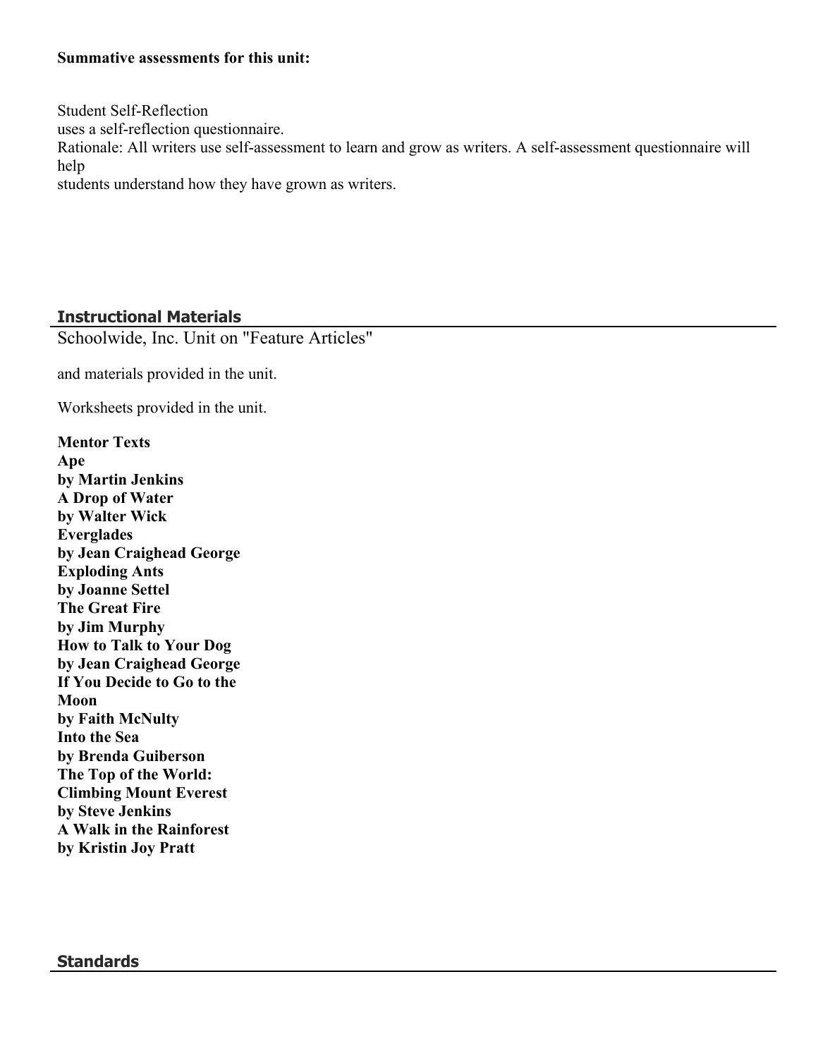**Summative assessments for this unit:**

Student Self-Reflection
uses a self-reflection questionnaire.
Rationale: All writers use self-assessment to learn and grow as writers. A self-assessment questionnaire will help
students understand how they have grown as writers.

## Instructional Materials

Schoolwide, Inc. Unit on "Feature Articles"

and materials provided in the unit.

Worksheets provided in the unit.

**Mentor Texts**
**Ape**
**by Martin Jenkins**
**A Drop of Water**
**by Walter Wick**
**Everglades**
**by Jean Craighead George**
**Exploding Ants**
**by Joanne Settel**
**The Great Fire**
**by Jim Murphy**
**How to Talk to Your Dog**
**by Jean Craighead George**
**If You Decide to Go to the Moon**
**by Faith McNulty**
**Into the Sea**
**by Brenda Guiberson**
**The Top of the World: Climbing Mount Everest**
**by Steve Jenkins**
**A Walk in the Rainforest**
**by Kristin Joy Pratt**

## Standards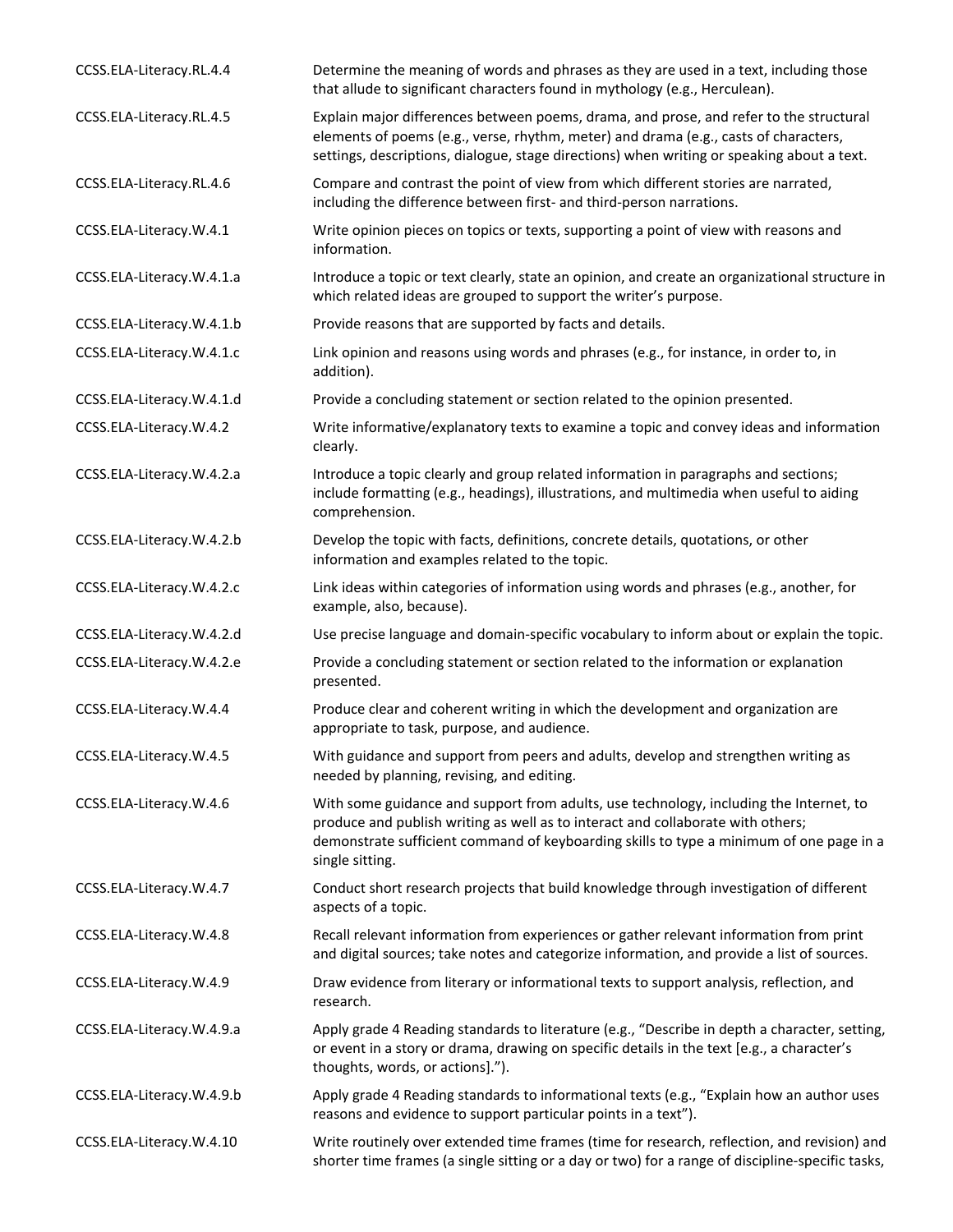| | |
|---|---|
| CCSS.ELA-Literacy.RL.4.4 | Determine the meaning of words and phrases as they are used in a text, including those that allude to significant characters found in mythology (e.g., Herculean). |
| CCSS.ELA-Literacy.RL.4.5 | Explain major differences between poems, drama, and prose, and refer to the structural elements of poems (e.g., verse, rhythm, meter) and drama (e.g., casts of characters, settings, descriptions, dialogue, stage directions) when writing or speaking about a text. |
| CCSS.ELA-Literacy.RL.4.6 | Compare and contrast the point of view from which different stories are narrated, including the difference between first- and third-person narrations. |
| CCSS.ELA-Literacy.W.4.1 | Write opinion pieces on topics or texts, supporting a point of view with reasons and information. |
| CCSS.ELA-Literacy.W.4.1.a | Introduce a topic or text clearly, state an opinion, and create an organizational structure in which related ideas are grouped to support the writer's purpose. |
| CCSS.ELA-Literacy.W.4.1.b | Provide reasons that are supported by facts and details. |
| CCSS.ELA-Literacy.W.4.1.c | Link opinion and reasons using words and phrases (e.g., for instance, in order to, in addition). |
| CCSS.ELA-Literacy.W.4.1.d | Provide a concluding statement or section related to the opinion presented. |
| CCSS.ELA-Literacy.W.4.2 | Write informative/explanatory texts to examine a topic and convey ideas and information clearly. |
| CCSS.ELA-Literacy.W.4.2.a | Introduce a topic clearly and group related information in paragraphs and sections; include formatting (e.g., headings), illustrations, and multimedia when useful to aiding comprehension. |
| CCSS.ELA-Literacy.W.4.2.b | Develop the topic with facts, definitions, concrete details, quotations, or other information and examples related to the topic. |
| CCSS.ELA-Literacy.W.4.2.c | Link ideas within categories of information using words and phrases (e.g., another, for example, also, because). |
| CCSS.ELA-Literacy.W.4.2.d | Use precise language and domain-specific vocabulary to inform about or explain the topic. |
| CCSS.ELA-Literacy.W.4.2.e | Provide a concluding statement or section related to the information or explanation presented. |
| CCSS.ELA-Literacy.W.4.4 | Produce clear and coherent writing in which the development and organization are appropriate to task, purpose, and audience. |
| CCSS.ELA-Literacy.W.4.5 | With guidance and support from peers and adults, develop and strengthen writing as needed by planning, revising, and editing. |
| CCSS.ELA-Literacy.W.4.6 | With some guidance and support from adults, use technology, including the Internet, to produce and publish writing as well as to interact and collaborate with others; demonstrate sufficient command of keyboarding skills to type a minimum of one page in a single sitting. |
| CCSS.ELA-Literacy.W.4.7 | Conduct short research projects that build knowledge through investigation of different aspects of a topic. |
| CCSS.ELA-Literacy.W.4.8 | Recall relevant information from experiences or gather relevant information from print and digital sources; take notes and categorize information, and provide a list of sources. |
| CCSS.ELA-Literacy.W.4.9 | Draw evidence from literary or informational texts to support analysis, reflection, and research. |
| CCSS.ELA-Literacy.W.4.9.a | Apply grade 4 Reading standards to literature (e.g., "Describe in depth a character, setting, or event in a story or drama, drawing on specific details in the text [e.g., a character's thoughts, words, or actions]."). |
| CCSS.ELA-Literacy.W.4.9.b | Apply grade 4 Reading standards to informational texts (e.g., "Explain how an author uses reasons and evidence to support particular points in a text"). |
| CCSS.ELA-Literacy.W.4.10 | Write routinely over extended time frames (time for research, reflection, and revision) and shorter time frames (a single sitting or a day or two) for a range of discipline-specific tasks, |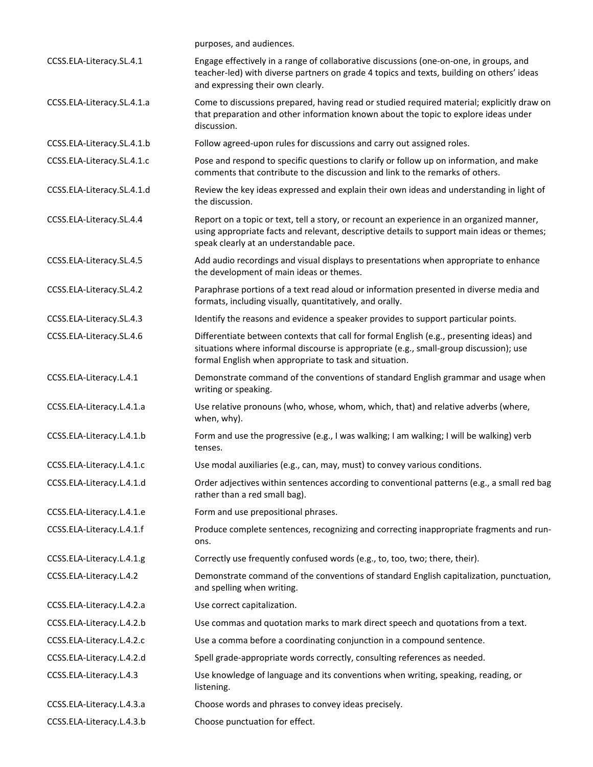| | |
|---|---|
| | purposes, and audiences. |
| CCSS.ELA-Literacy.SL.4.1 | Engage effectively in a range of collaborative discussions (one-on-one, in groups, and teacher-led) with diverse partners on grade 4 topics and texts, building on others' ideas and expressing their own clearly. |
| CCSS.ELA-Literacy.SL.4.1.a | Come to discussions prepared, having read or studied required material; explicitly draw on that preparation and other information known about the topic to explore ideas under discussion. |
| CCSS.ELA-Literacy.SL.4.1.b | Follow agreed-upon rules for discussions and carry out assigned roles. |
| CCSS.ELA-Literacy.SL.4.1.c | Pose and respond to specific questions to clarify or follow up on information, and make comments that contribute to the discussion and link to the remarks of others. |
| CCSS.ELA-Literacy.SL.4.1.d | Review the key ideas expressed and explain their own ideas and understanding in light of the discussion. |
| CCSS.ELA-Literacy.SL.4.4 | Report on a topic or text, tell a story, or recount an experience in an organized manner, using appropriate facts and relevant, descriptive details to support main ideas or themes; speak clearly at an understandable pace. |
| CCSS.ELA-Literacy.SL.4.5 | Add audio recordings and visual displays to presentations when appropriate to enhance the development of main ideas or themes. |
| CCSS.ELA-Literacy.SL.4.2 | Paraphrase portions of a text read aloud or information presented in diverse media and formats, including visually, quantitatively, and orally. |
| CCSS.ELA-Literacy.SL.4.3 | Identify the reasons and evidence a speaker provides to support particular points. |
| CCSS.ELA-Literacy.SL.4.6 | Differentiate between contexts that call for formal English (e.g., presenting ideas) and situations where informal discourse is appropriate (e.g., small-group discussion); use formal English when appropriate to task and situation. |
| CCSS.ELA-Literacy.L.4.1 | Demonstrate command of the conventions of standard English grammar and usage when writing or speaking. |
| CCSS.ELA-Literacy.L.4.1.a | Use relative pronouns (who, whose, whom, which, that) and relative adverbs (where, when, why). |
| CCSS.ELA-Literacy.L.4.1.b | Form and use the progressive (e.g., I was walking; I am walking; I will be walking) verb tenses. |
| CCSS.ELA-Literacy.L.4.1.c | Use modal auxiliaries (e.g., can, may, must) to convey various conditions. |
| CCSS.ELA-Literacy.L.4.1.d | Order adjectives within sentences according to conventional patterns (e.g., a small red bag rather than a red small bag). |
| CCSS.ELA-Literacy.L.4.1.e | Form and use prepositional phrases. |
| CCSS.ELA-Literacy.L.4.1.f | Produce complete sentences, recognizing and correcting inappropriate fragments and run-ons. |
| CCSS.ELA-Literacy.L.4.1.g | Correctly use frequently confused words (e.g., to, too, two; there, their). |
| CCSS.ELA-Literacy.L.4.2 | Demonstrate command of the conventions of standard English capitalization, punctuation, and spelling when writing. |
| CCSS.ELA-Literacy.L.4.2.a | Use correct capitalization. |
| CCSS.ELA-Literacy.L.4.2.b | Use commas and quotation marks to mark direct speech and quotations from a text. |
| CCSS.ELA-Literacy.L.4.2.c | Use a comma before a coordinating conjunction in a compound sentence. |
| CCSS.ELA-Literacy.L.4.2.d | Spell grade-appropriate words correctly, consulting references as needed. |
| CCSS.ELA-Literacy.L.4.3 | Use knowledge of language and its conventions when writing, speaking, reading, or listening. |
| CCSS.ELA-Literacy.L.4.3.a | Choose words and phrases to convey ideas precisely. |
| CCSS.ELA-Literacy.L.4.3.b | Choose punctuation for effect. |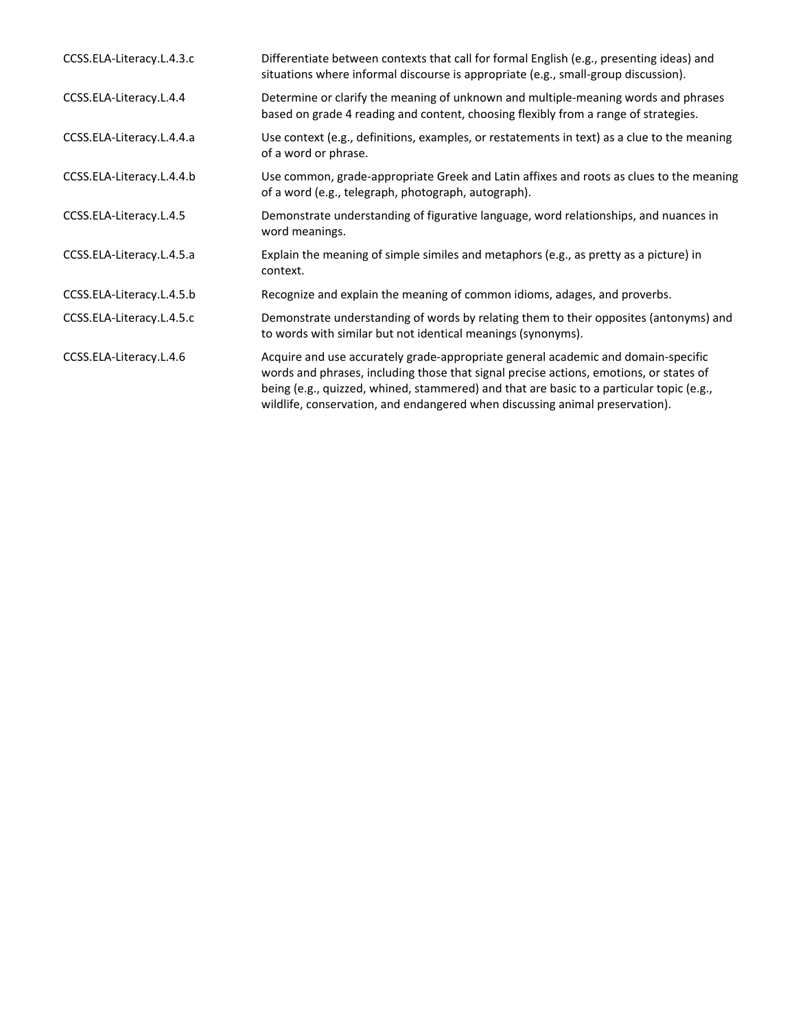| | |
|---|---|
| CCSS.ELA-Literacy.L.4.3.c | Differentiate between contexts that call for formal English (e.g., presenting ideas) and situations where informal discourse is appropriate (e.g., small-group discussion). |
| CCSS.ELA-Literacy.L.4.4 | Determine or clarify the meaning of unknown and multiple-meaning words and phrases based on grade 4 reading and content, choosing flexibly from a range of strategies. |
| CCSS.ELA-Literacy.L.4.4.a | Use context (e.g., definitions, examples, or restatements in text) as a clue to the meaning of a word or phrase. |
| CCSS.ELA-Literacy.L.4.4.b | Use common, grade-appropriate Greek and Latin affixes and roots as clues to the meaning of a word (e.g., telegraph, photograph, autograph). |
| CCSS.ELA-Literacy.L.4.5 | Demonstrate understanding of figurative language, word relationships, and nuances in word meanings. |
| CCSS.ELA-Literacy.L.4.5.a | Explain the meaning of simple similes and metaphors (e.g., as pretty as a picture) in context. |
| CCSS.ELA-Literacy.L.4.5.b | Recognize and explain the meaning of common idioms, adages, and proverbs. |
| CCSS.ELA-Literacy.L.4.5.c | Demonstrate understanding of words by relating them to their opposites (antonyms) and to words with similar but not identical meanings (synonyms). |
| CCSS.ELA-Literacy.L.4.6 | Acquire and use accurately grade-appropriate general academic and domain-specific words and phrases, including those that signal precise actions, emotions, or states of being (e.g., quizzed, whined, stammered) and that are basic to a particular topic (e.g., wildlife, conservation, and endangered when discussing animal preservation). |